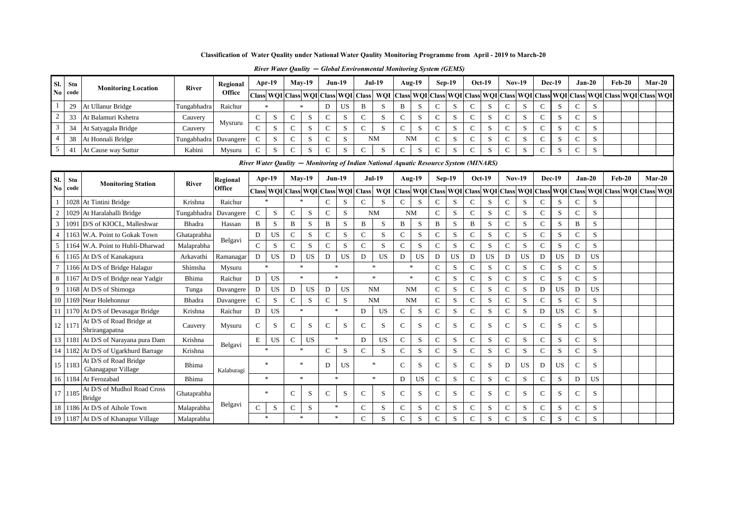**Classification of Water Quality under National Water Qaulity Monitoring Programme from April - 2019 to March-20**

*River Water Qaulity — Global Environmental Monitoring System (GEMS)*

| Sl. No | Stn code | Monitoring Location | River | Regional Office | Apr-19 | | May-19 | | Jun-19 | | Jul-19 | | Aug-19 | | Sep-19 | | Oct-19 | | Nov-19 | | Dec-19 | | Jan-20 | | Feb-20 | | Mar-20 | |
|---|---|---|---|---|---|---|---|---|---|---|---|---|---|---|---|---|---|---|---|---|---|---|---|---|---|---|---|---|
| | | | | | Class | WQI | Class | WQI | Class | WQI | Class | WQI | Class | WQI | Class | WQI | Class | WQI | Class | WQI | Class | WQI | Class | WQI | Class | WQI | Class | WQI |
| 1 | 29 | At Ullanur Bridge | Tungabhadra | Raichur | * | | * | | D | US | B | S | B | S | C | S | C | S | C | S | C | S | C | S | | | | |
| 2 | 33 | At Balamuri Kshetra | Cauvery | Mysruru | C | S | C | S | C | S | C | S | C | S | C | S | C | S | C | S | C | S | C | S | | | | |
| 3 | 34 | At Satyagala Bridge | Cauvery | | C | S | C | S | C | S | C | S | C | S | C | S | C | S | C | S | C | S | C | S | | | | |
| 4 | 38 | At Honnali Bridge | Tungabhadra | Davangere | C | S | C | S | C | S | NM | | NM | | C | S | C | S | C | S | C | S | C | S | | | | |
| 5 | 41 | At Cause way Suttur | Kabini | Mysuru | C | S | C | S | C | S | C | S | C | S | C | S | C | S | C | S | C | S | C | S | | | | |

*River Water Qaulity — Monitoring of Indian National Aquatic Resource System (MINARS)*

| Sl. No | Stn code | Monitoring Station | River | Regional Office | Apr-19 | | May-19 | | Jun-19 | | Jul-19 | | Aug-19 | | Sep-19 | | Oct-19 | | Nov-19 | | Dec-19 | | Jan-20 | | Feb-20 | | Mar-20 | |
|---|---|---|---|---|---|---|---|---|---|---|---|---|---|---|---|---|---|---|---|---|---|---|---|---|---|---|---|---|
| | | | | | Class | WQI | Class | WQI | Class | WQI | Class | WQI | Class | WQI | Class | WQI | Class | WQI | Class | WQI | Class | WQI | Class | WQI | Class | WQI | Class | WQI |
| 1 | 1028 | At Tintini Bridge | Krishna | Raichur | * | | * | | C | S | C | S | C | S | C | S | C | S | C | S | C | S | C | S | | | | |
| 2 | 1029 | At Haralahalli Bridge | Tungabhadra | Davangere | C | S | C | S | C | S | NM | | NM | | C | S | C | S | C | S | C | S | C | S | | | | |
| 3 | 1091 | D/S of KIOCL, Malleshwar | Bhadra | Hassan | B | S | B | S | B | S | B | S | B | S | B | S | B | S | C | S | C | S | B | S | | | | |
| 4 | 1163 | W.A. Point to Gokak Town | Ghataprabha | Belgavi | D | US | C | S | C | S | C | S | C | S | C | S | C | S | C | S | C | S | C | S | | | | |
| 5 | 1164 | W.A. Point to Hubli-Dharwad | Malaprabha | | C | S | C | S | C | S | C | S | C | S | C | S | C | S | C | S | C | S | C | S | | | | |
| 6 | 1165 | At D/S of Kanakapura | Arkavathi | Ramanagar | D | US | D | US | D | US | D | US | D | US | D | US | D | US | D | US | D | US | D | US | | | | |
| 7 | 1166 | At D/S of Bridge Halagur | Shimsha | Mysuru | * | | * | | * | | * | | * | | C | S | C | S | C | S | C | S | C | S | | | | |
| 8 | 1167 | At D/S of Bridge near Yadgir | Bhima | Raichur | D | US | * | | * | | * | | * | | C | S | C | S | C | S | C | S | C | S | | | | |
| 9 | 1168 | At D/S of Shimoga | Tunga | Davangere | D | US | D | US | D | US | NM | | NM | | C | S | C | S | C | S | D | US | D | US | | | | |
| 10 | 1169 | Near Holehonnur | Bhadra | Davangere | C | S | C | S | C | S | NM | | NM | | C | S | C | S | C | S | C | S | C | S | | | | |
| 11 | 1170 | At D/S of Devasagar Bridge | Krishna | Raichur | D | US | * | | * | | D | US | C | S | C | S | C | S | C | S | D | US | C | S | | | | |
| 12 | 1171 | At D/S of Road Bridge at Shrirangapatna | Cauvery | Mysuru | C | S | C | S | C | S | C | S | C | S | C | S | C | S | C | S | C | S | C | S | | | | |
| 13 | 1181 | At D/S of Narayana pura Dam | Krishna | Belgavi | E | US | C | US | * | | D | US | C | S | C | S | C | S | C | S | C | S | C | S | | | | |
| 14 | 1182 | At D/S of Ugarkhurd Barrage | Krishna | | * | | * | | C | S | C | S | C | S | C | S | C | S | C | S | C | S | C | S | | | | |
| 15 | 1183 | At D/S of Road Bridge Ghanagapur Village | Bhima | Kalaburagi | * | | * | | D | US | * | | C | S | C | S | C | S | D | US | D | US | C | S | | | | |
| 16 | 1184 | At Ferozabad | Bhima | | * | | * | | * | | * | | D | US | C | S | C | S | C | S | C | S | D | US | | | | |
| 17 | 1185 | At D/S of Mudhol Road Cross Bridge | Ghataprabha | Belgavi | * | | C | S | C | S | C | S | C | S | C | S | C | S | C | S | C | S | C | S | | | | |
| 18 | 1186 | At D/S of Aihole Town | Malaprabha | | C | S | C | S | * | | C | S | C | S | C | S | C | S | C | S | C | S | C | S | | | | |
| 19 | 1187 | At D/S of Khanapur Village | Malaprabha | | * | | * | | * | | C | S | C | S | C | S | C | S | C | S | C | S | C | S | | | | |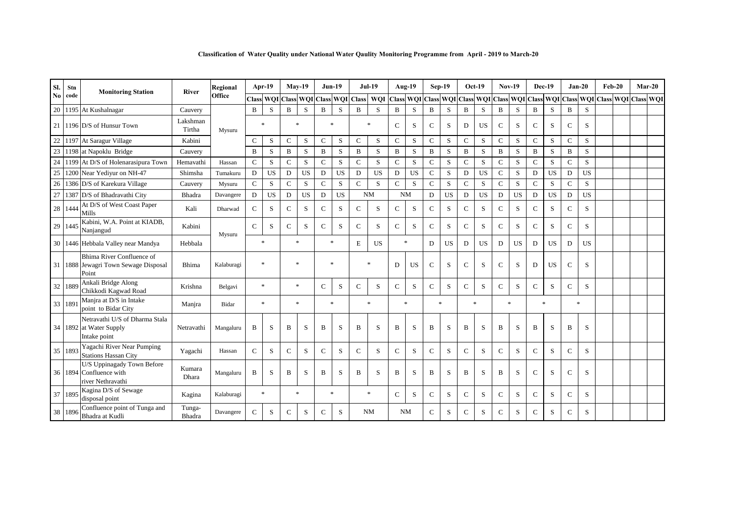**Classification of Water Quality under National Water Qaulity Monitoring Programme from April - 2019 to March-20**

| Sl. No | Stn code | Monitoring Station | River | Regional Office | Apr-19 | | May-19 | | Jun-19 | | Jul-19 | | Aug-19 | | Sep-19 | | Oct-19 | | Nov-19 | | Dec-19 | | Jan-20 | | Feb-20 | | Mar-20 | |
|---|---|---|---|---|---|---|---|---|---|---|---|---|---|---|---|---|---|---|---|---|---|---|---|---|---|---|---|---|
| | | | | | Class | WQI | Class | WQI | Class | WQI | Class | WQI | Class | WQI | Class | WQI | Class | WQI | Class | WQI | Class | WQI | Class | WQI | Class | WQI | Class | WQI |
| 20 | 1195 | At Kushalnagar | Cauvery | | B | S | B | S | B | S | B | S | B | S | B | S | B | S | B | S | B | S | B | S | | | | |
| 21 | 1196 | D/S of Hunsur Town | Lakshman Tirtha | Mysuru | * | | * | | * | | * | | C | S | C | S | D | US | C | S | C | S | C | S | | | | |
| 22 | 1197 | At Saragur Village | Kabini | | C | S | C | S | C | S | C | S | C | S | C | S | C | S | C | S | C | S | C | S | | | | |
| 23 | 1198 | at Napoklu Bridge | Cauvery | | B | S | B | S | B | S | B | S | B | S | B | S | B | S | B | S | B | S | B | S | | | | |
| 24 | 1199 | At D/S of Holenarasipura Town | Hemavathi | Hassan | C | S | C | S | C | S | C | S | C | S | C | S | C | S | C | S | C | S | C | S | | | | |
| 25 | 1200 | Near Yediyur on NH-47 | Shimsha | Tumakuru | D | US | D | US | D | US | D | US | D | US | C | S | D | US | C | S | D | US | D | US | | | | |
| 26 | 1386 | D/S of Karekura Village | Cauvery | Mysuru | C | S | C | S | C | S | C | S | C | S | C | S | C | S | C | S | C | S | C | S | | | | |
| 27 | 1387 | D/S of Bhadravathi City | Bhadra | Davangere | D | US | D | US | D | US | NM | | NM | | D | US | D | US | D | US | D | US | D | US | | | | |
| 28 | 1444 | At D/S of West Coast Paper Mills | Kali | Dharwad | C | S | C | S | C | S | C | S | C | S | C | S | C | S | C | S | C | S | C | S | | | | |
| 29 | 1445 | Kabini, W.A. Point at KIADB, Nanjangud | Kabini | Mysuru | C | S | C | S | C | S | C | S | C | S | C | S | C | S | C | S | C | S | C | S | | | | |
| 30 | 1446 | Hebbala Valley near Mandya | Hebbala | | * | | * | | * | | E | US | * | | D | US | D | US | D | US | D | US | D | US | | | | |
| 31 | 1888 | Bhima River Confluence of Jewagri Town Sewage Disposal Point | Bhima | Kalaburagi | * | | * | | * | | * | | D | US | C | S | C | S | C | S | D | US | C | S | | | | |
| 32 | 1889 | Ankali Bridge Along Chikkodi Kagwad Road | Krishna | Belgavi | * | | * | | C | S | C | S | C | S | C | S | C | S | C | S | C | S | C | S | | | | |
| 33 | 1891 | Manjra at D/S in Intake point to Bidar City | Manjra | Bidar | * | | * | | * | | * | | * | | * | | * | | * | | * | | * | | | | | |
| 34 | 1892 | Netravathi U/S of Dharma Stala at Water Supply Intake point | Netravathi | Mangaluru | B | S | B | S | B | S | B | S | B | S | B | S | B | S | B | S | B | S | B | S | | | | |
| 35 | 1893 | Yagachi River Near Pumping Stations Hassan City | Yagachi | Hassan | C | S | C | S | C | S | C | S | C | S | C | S | C | S | C | S | C | S | C | S | | | | |
| 36 | 1894 | U/S Uppinagady Town Before Confluence with river Nethravathi | Kumara Dhara | Mangaluru | B | S | B | S | B | S | B | S | B | S | B | S | B | S | B | S | C | S | C | S | | | | |
| 37 | 1895 | Kagina D/S of Sewage disposal point | Kagina | Kalaburagi | * | | * | | * | | * | | C | S | C | S | C | S | C | S | C | S | C | S | | | | |
| 38 | 1896 | Confluence point of Tunga and Bhadra at Kudli | Tunga-Bhadra | Davangere | C | S | C | S | C | S | NM | | NM | | C | S | C | S | C | S | C | S | C | S | | | | |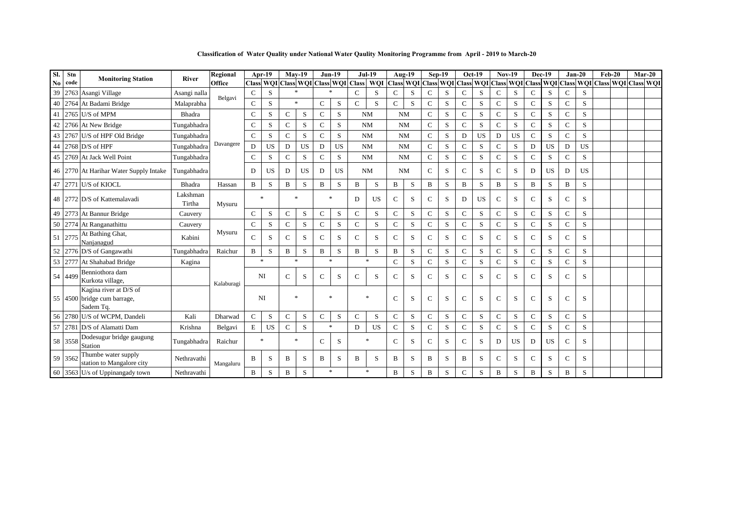**Classification of Water Quality under National Water Qaulity Monitoring Programme from April - 2019 to March-20**

| Sl. No | Stn code | Monitoring Station | River | Regional Office | Apr-19 | | May-19 | | Jun-19 | | Jul-19 | | Aug-19 | | Sep-19 | | Oct-19 | | Nov-19 | | Dec-19 | | Jan-20 | | Feb-20 | | Mar-20 | |
|---|---|---|---|---|---|---|---|---|---|---|---|---|---|---|---|---|---|---|---|---|---|---|---|---|---|---|---|---|
| | | | | | Class | WQI | Class | WQI | Class | WQI | Class | WQI | Class | WQI | Class | WQI | Class | WQI | Class | WQI | Class | WQI | Class | WQI | Class | WQI | Class | WQI |
| 39 | 2763 | Asangi Village | Asangi nalla | Belgavi | C | S | * | | * | | C | S | C | S | C | S | C | S | C | S | C | S | C | S | | | | |
| 40 | 2764 | At Badami Bridge | Malaprabha | Belgavi | C | S | * | | C | S | C | S | C | S | C | S | C | S | C | S | C | S | C | S | | | | |
| 41 | 2765 | U/S of MPM | Bhadra | Davangere | C | S | C | S | C | S | NM | | NM | | C | S | C | S | C | S | C | S | C | S | | | | |
| 42 | 2766 | At New Bridge | Tungabhadra | Davangere | C | S | C | S | C | S | NM | | NM | | C | S | C | S | C | S | C | S | C | S | | | | |
| 43 | 2767 | U/S of HPF Old Bridge | Tungabhadra | Davangere | C | S | C | S | C | S | NM | | NM | | C | S | D | US | D | US | C | S | C | S | | | | |
| 44 | 2768 | D/S of HPF | Tungabhadra | Davangere | D | US | D | US | D | US | NM | | NM | | C | S | C | S | C | S | D | US | D | US | | | | |
| 45 | 2769 | At Jack Well Point | Tungabhadra | Davangere | C | S | C | S | C | S | NM | | NM | | C | S | C | S | C | S | C | S | C | S | | | | |
| 46 | 2770 | At Harihar Water Supply Intake | Tungabhadra | Davangere | D | US | D | US | D | US | NM | | NM | | C | S | C | S | C | S | D | US | D | US | | | | |
| 47 | 2771 | U/S of KIOCL | Bhadra | Hassan | B | S | B | S | B | S | B | S | B | S | B | S | B | S | B | S | B | S | B | S | | | | |
| 48 | 2772 | D/S of Kattemalavadi | Lakshman Tirtha | Mysuru | * | | * | | * | | D | US | C | S | C | S | D | US | C | S | C | S | C | S | | | | |
| 49 | 2773 | At Bannur Bridge | Cauvery | Mysuru | C | S | C | S | C | S | C | S | C | S | C | S | C | S | C | S | C | S | C | S | | | | |
| 50 | 2774 | At Ranganathittu | Cauvery | Mysuru | C | S | C | S | C | S | C | S | C | S | C | S | C | S | C | S | C | S | C | S | | | | |
| 51 | 2775 | At Bathing Ghat, Nanjanagud | Kabini | Mysuru | C | S | C | S | C | S | C | S | C | S | C | S | C | S | C | S | C | S | C | S | | | | |
| 52 | 2776 | D/S of Gangawathi | Tungabhadra | Raichur | B | S | B | S | B | S | B | S | B | S | C | S | C | S | C | S | C | S | C | S | | | | |
| 53 | 2777 | At Shahabad Bridge | Kagina | Kalaburagi | * | | * | | * | | * | | C | S | C | S | C | S | C | S | C | S | C | S | | | | |
| 54 | 4499 | Benniothora dam Kurkota village, | | Kalaburagi | NI | | C | S | C | S | C | S | C | S | C | S | C | S | C | S | C | S | C | S | | | | |
| 55 | 4500 | Kagina river at D/S of bridge cum barrage, Sadem Tq. | | Kalaburagi | NI | | * | | * | | * | | C | S | C | S | C | S | C | S | C | S | C | S | | | | |
| 56 | 2780 | U/S of WCPM, Dandeli | Kali | Dharwad | C | S | C | S | C | S | C | S | C | S | C | S | C | S | C | S | C | S | C | S | | | | |
| 57 | 2781 | D/S of Alamatti Dam | Krishna | Belgavi | E | US | C | S | * | | D | US | C | S | C | S | C | S | C | S | C | S | C | S | | | | |
| 58 | 3558 | Dodesugur bridge gaugung Station | Tungabhadra | Raichur | * | | * | | C | S | * | | C | S | C | S | C | S | D | US | D | US | C | S | | | | |
| 59 | 3562 | Thumbe water supply station to Mangalore city | Nethravathi | Mangaluru | B | S | B | S | B | S | B | S | B | S | B | S | B | S | C | S | C | S | C | S | | | | |
| 60 | 3563 | U/s of Uppinangady town | Nethravathi | Mangaluru | B | S | B | S | * | | * | | B | S | B | S | C | S | B | S | B | S | B | S | | | | |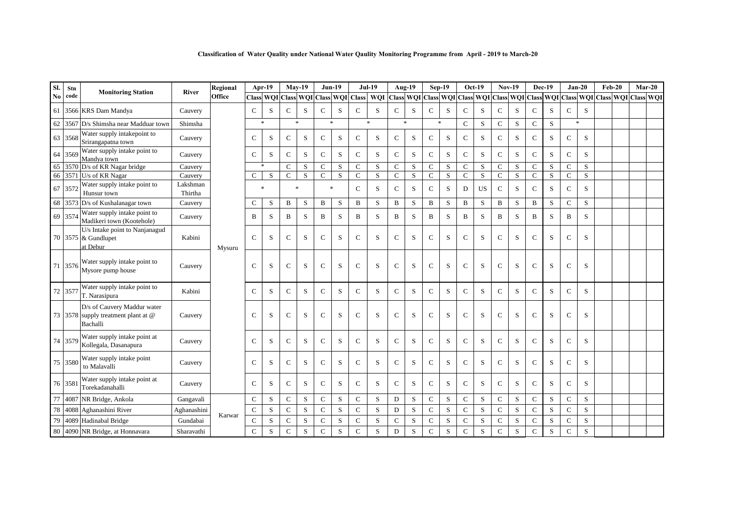**Classification of Water Quality under National Water Qaulity Monitoring Programme from April - 2019 to March-20**

| Sl. No | Stn code | Monitoring Station | River | Regional Office | Apr-19 | | May-19 | | Jun-19 | | Jul-19 | | Aug-19 | | Sep-19 | | Oct-19 | | Nov-19 | | Dec-19 | | Jan-20 | | Feb-20 | | Mar-20 | |
|---|---|---|---|---|---|---|---|---|---|---|---|---|---|---|---|---|---|---|---|---|---|---|---|---|---|---|---|---|
| | | | | | Class | WQI | Class | WQI | Class | WQI | Class | WQI | Class | WQI | Class | WQI | Class | WQI | Class | WQI | Class | WQI | Class | WQI | Class | WQI | Class | WQI |
| 61 | 3566 | KRS Dam Mandya | Cauvery | Mysuru | C | S | C | S | C | S | C | S | C | S | C | S | C | S | C | S | C | S | C | S | | | | |
| 62 | 3567 | D/s Shimsha near Madduar town | Shimsha | Mysuru | * | | * | | * | | * | | * | | * | | C | S | C | S | C | S | * | | | | | |
| 63 | 3568 | Water supply intakepoint to Srirangapatna town | Cauvery | Mysuru | C | S | C | S | C | S | C | S | C | S | C | S | C | S | C | S | C | S | C | S | | | | |
| 64 | 3569 | Water supply intake point to Mandya town | Cauvery | Mysuru | C | S | C | S | C | S | C | S | C | S | C | S | C | S | C | S | C | S | C | S | | | | |
| 65 | 3570 | D/s of KR Nagar bridge | Cauvery | Mysuru | * | | C | S | C | S | C | S | C | S | C | S | C | S | C | S | C | S | C | S | | | | |
| 66 | 3571 | U/s of KR Nagar | Cauvery | Mysuru | C | S | C | S | C | S | C | S | C | S | C | S | C | S | C | S | C | S | C | S | | | | |
| 67 | 3572 | Water supply intake point to Hunsur town | Lakshman Thirtha | Mysuru | * | | * | | * | | C | S | C | S | C | S | D | US | C | S | C | S | C | S | | | | |
| 68 | 3573 | D/s of Kushalanagar town | Cauvery | Mysuru | C | S | B | S | B | S | B | S | B | S | B | S | B | S | B | S | B | S | C | S | | | | |
| 69 | 3574 | Water supply intake point to Madikeri town (Kootehole) | Cauvery | Mysuru | B | S | B | S | B | S | B | S | B | S | B | S | B | S | B | S | B | S | B | S | | | | |
| 70 | 3575 | U/s Intake point to Nanjanagud & Gundlupet at Debur | Kabini | Mysuru | C | S | C | S | C | S | C | S | C | S | C | S | C | S | C | S | C | S | C | S | | | | |
| 71 | 3576 | Water supply intake point to Mysore pump house | Cauvery | Mysuru | C | S | C | S | C | S | C | S | C | S | C | S | C | S | C | S | C | S | C | S | | | | |
| 72 | 3577 | Water supply intake point to T. Narasipura | Kabini | Mysuru | C | S | C | S | C | S | C | S | C | S | C | S | C | S | C | S | C | S | C | S | | | | |
| 73 | 3578 | D/s of Cauvery Maddur water supply treatment plant at @ Bachalli | Cauvery | Mysuru | C | S | C | S | C | S | C | S | C | S | C | S | C | S | C | S | C | S | C | S | | | | |
| 74 | 3579 | Water supply intake point at Kollegala, Dasanapura | Cauvery | Mysuru | C | S | C | S | C | S | C | S | C | S | C | S | C | S | C | S | C | S | C | S | | | | |
| 75 | 3580 | Water supply intake point to Malavalli | Cauvery | Mysuru | C | S | C | S | C | S | C | S | C | S | C | S | C | S | C | S | C | S | C | S | | | | |
| 76 | 3581 | Water supply intake point at Torekadanahalli | Cauvery | Mysuru | C | S | C | S | C | S | C | S | C | S | C | S | C | S | C | S | C | S | C | S | | | | |
| 77 | 4087 | NR Bridge, Ankola | Gangavali | Karwar | C | S | C | S | C | S | C | S | D | S | C | S | C | S | C | S | C | S | C | S | | | | |
| 78 | 4088 | Aghanashini River | Aghanashini | Karwar | C | S | C | S | C | S | C | S | D | S | C | S | C | S | C | S | C | S | C | S | | | | |
| 79 | 4089 | Hadinabal Bridge | Gundabai | Karwar | C | S | C | S | C | S | C | S | C | S | C | S | C | S | C | S | C | S | C | S | | | | |
| 80 | 4090 | NR Bridge, at Honnavara | Sharavathi | Karwar | C | S | C | S | C | S | C | S | D | S | C | S | C | S | C | S | C | S | C | S | | | | |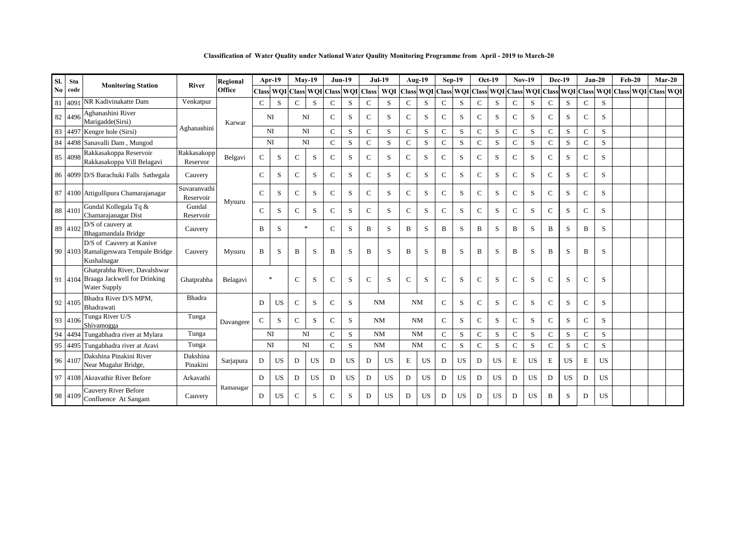**Classification of Water Quality under National Water Qaulity Monitoring Programme from April - 2019 to March-20**

| Sl. No | Stn code | Monitoring Station | River | Regional Office | Apr-19 | | May-19 | | Jun-19 | | Jul-19 | | Aug-19 | | Sep-19 | | Oct-19 | | Nov-19 | | Dec-19 | | Jan-20 | | Feb-20 | | Mar-20 | |
|---|---|---|---|---|---|---|---|---|---|---|---|---|---|---|---|---|---|---|---|---|---|---|---|---|---|---|---|---|
| | | | | | Class | WQI | Class | WQI | Class | WQI | Class | WQI | Class | WQI | Class | WQI | Class | WQI | Class | WQI | Class | WQI | Class | WQI | Class | WQI | Class | WQI |
| 81 | 4091 | NR Kadivinakatte Dam | Venkatpur | Karwar | C | S | C | S | C | S | C | S | C | S | C | S | C | S | C | S | C | S | C | S | | | | |
| 82 | 4496 | Aghanashini River Marigadde(Sirsi) | Aghanashini | | NI | | NI | | C | S | C | S | C | S | C | S | C | S | C | S | C | S | C | S | | | | |
| 83 | 4497 | Kengre hole (Sirsi) | | | NI | | NI | | C | S | C | S | C | S | C | S | C | S | C | S | C | S | C | S | | | | |
| 84 | 4498 | Sanavalli Dam , Mungod | | | NI | | NI | | C | S | C | S | C | S | C | S | C | S | C | S | C | S | C | S | | | | |
| 85 | 4098 | Rakkasakoppa Reservoir Rakkasakoppa Vill Belagavi | Rakkasakopp Reservor | Belgavi | C | S | C | S | C | S | C | S | C | S | C | S | C | S | C | S | C | S | C | S | | | | |
| 86 | 4099 | D/S Barachuki Falls Sathegala | Cauvery | Mysuru | C | S | C | S | C | S | C | S | C | S | C | S | C | S | C | S | C | S | C | S | | | | |
| 87 | 4100 | Attigullipura Chamarajanagar | Suvaranvathi Reservoir | | C | S | C | S | C | S | C | S | C | S | C | S | C | S | C | S | C | S | C | S | | | | |
| 88 | 4101 | Gundal Kollegala Tq & Chamarajanagar Dist | Gundal Reservoir | | C | S | C | S | C | S | C | S | C | S | C | S | C | S | C | S | C | S | C | S | | | | |
| 89 | 4102 | D/S of cauvery at Bhagamandala Bridge | Cauvery | | B | S | * | | C | S | B | S | B | S | B | S | B | S | B | S | B | S | B | S | | | | |
| 90 | 4103 | D/S of Cauvery at Kanive Ramaligeswara Tempale Bridge Kushalnagar | Cauvery | Mysuru | B | S | B | S | B | S | B | S | B | S | B | S | B | S | B | S | B | S | B | S | | | | |
| 91 | 4104 | Ghatprabha River, Davalshwar Braaga Jackwell for Drinking Water Supply | Ghatprabha | Belagavi | * | | C | S | C | S | C | S | C | S | C | S | C | S | C | S | C | S | C | S | | | | |
| 92 | 4105 | Bhadra River D/S MPM, Bhadrawati | Bhadra | Davangere | D | US | C | S | C | S | NM | | NM | | C | S | C | S | C | S | C | S | C | S | | | | |
| 93 | 4106 | Tunga River U/S Shivamogga | Tunga | | C | S | C | S | C | S | NM | | NM | | C | S | C | S | C | S | C | S | C | S | | | | |
| 94 | 4494 | Tungabhadra river at Mylara | Tunga | | NI | | NI | | C | S | NM | | NM | | C | S | C | S | C | S | C | S | C | S | | | | |
| 95 | 4495 | Tungabhadra river at Aravi | Tunga | | NI | | NI | | C | S | NM | | NM | | C | S | C | S | C | S | C | S | C | S | | | | |
| 96 | 4107 | Dakshina Pinakini River Near Mugalur Bridge, | Dakshina Pinakini | Sarjapura | D | US | D | US | D | US | D | US | E | US | D | US | D | US | E | US | E | US | E | US | | | | |
| 97 | 4108 | Akravathir River Before | Arkavathi | Ramanagar | D | US | D | US | D | US | D | US | D | US | D | US | D | US | D | US | D | US | D | US | | | | |
| 98 | 4109 | Cauvery River Before Confluence At Sangam | Cauvery | | D | US | C | S | C | S | D | US | D | US | D | US | D | US | D | US | B | S | D | US | | | | |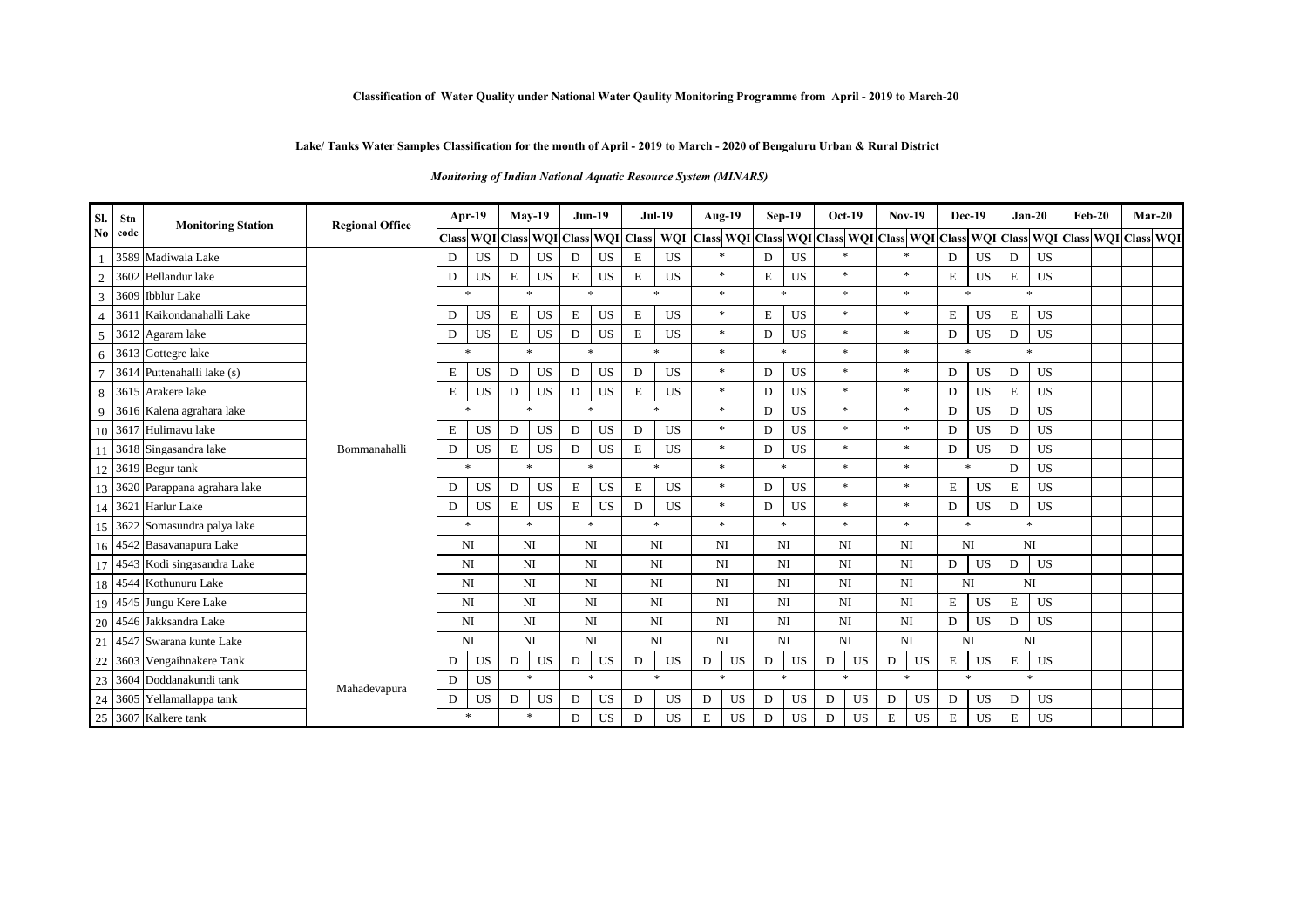**Classification of Water Quality under National Water Qaulity Monitoring Programme from April - 2019 to March-20**

**Lake/ Tanks Water Samples Classification for the month of April - 2019 to March - 2020 of Bengaluru Urban & Rural District**

***Monitoring of Indian National Aquatic Resource System (MINARS)***

| Sl. No | Stn code | Monitoring Station | Regional Office | Apr-19 | | May-19 | | Jun-19 | | Jul-19 | | Aug-19 | | Sep-19 | | Oct-19 | | Nov-19 | | Dec-19 | | Jan-20 | | Feb-20 | | Mar-20 | |
|---|---|---|---|---|---|---|---|---|---|---|---|---|---|---|---|---|---|---|---|---|---|---|---|---|---|---|---|
| | | | | Class | WQI | Class | WQI | Class | WQI | Class | WQI | Class | WQI | Class | WQI | Class | WQI | Class | WQI | Class | WQI | Class | WQI | Class | WQI | Class | WQI |
| 1 | 3589 | Madiwala Lake | Bommanahalli | D | US | D | US | D | US | E | US | * | | D | US | * | | * | | D | US | D | US | | | | |
| 2 | 3602 | Bellandur lake | | D | US | E | US | E | US | E | US | * | | E | US | * | | * | | E | US | E | US | | | | |
| 3 | 3609 | Ibblur Lake | | * | | * | | * | | * | | * | | * | | * | | * | | * | | * | | | | | |
| 4 | 3611 | Kaikondanahalli Lake | | D | US | E | US | E | US | E | US | * | | E | US | * | | * | | E | US | E | US | | | | |
| 5 | 3612 | Agaram lake | | D | US | E | US | D | US | E | US | * | | D | US | * | | * | | D | US | D | US | | | | |
| 6 | 3613 | Gottegre lake | | * | | * | | * | | * | | * | | * | | * | | * | | * | | * | | | | | |
| 7 | 3614 | Puttenahalli lake (s) | | E | US | D | US | D | US | D | US | * | | D | US | * | | * | | D | US | D | US | | | | |
| 8 | 3615 | Arakere lake | | E | US | D | US | D | US | E | US | * | | D | US | * | | * | | D | US | E | US | | | | |
| 9 | 3616 | Kalena agrahara lake | | * | | * | | * | | * | | * | | D | US | * | | * | | D | US | D | US | | | | |
| 10 | 3617 | Hulimavu lake | | E | US | D | US | D | US | D | US | * | | D | US | * | | * | | D | US | D | US | | | | |
| 11 | 3618 | Singasandra lake | | D | US | E | US | D | US | E | US | * | | D | US | * | | * | | D | US | D | US | | | | |
| 12 | 3619 | Begur tank | | * | | * | | * | | * | | * | | * | | * | | * | | * | | D | US | | | | |
| 13 | 3620 | Parappana agrahara lake | | D | US | D | US | E | US | E | US | * | | D | US | * | | * | | E | US | E | US | | | | |
| 14 | 3621 | Harlur Lake | | D | US | E | US | E | US | D | US | * | | D | US | * | | * | | D | US | D | US | | | | |
| 15 | 3622 | Somasundra palya lake | | * | | * | | * | | * | | * | | * | | * | | * | | * | | * | | | | | |
| 16 | 4542 | Basavanapura Lake | | NI | | NI | | NI | | NI | | NI | | NI | | NI | | NI | | NI | | NI | | | | | |
| 17 | 4543 | Kodi singasandra Lake | | NI | | NI | | NI | | NI | | NI | | NI | | NI | | NI | | D | US | D | US | | | | |
| 18 | 4544 | Kothunuru Lake | | NI | | NI | | NI | | NI | | NI | | NI | | NI | | NI | | NI | | NI | | | | | |
| 19 | 4545 | Jungu Kere Lake | | NI | | NI | | NI | | NI | | NI | | NI | | NI | | NI | | E | US | E | US | | | | |
| 20 | 4546 | Jakksandra Lake | | NI | | NI | | NI | | NI | | NI | | NI | | NI | | NI | | D | US | D | US | | | | |
| 21 | 4547 | Swarana kunte Lake | | NI | | NI | | NI | | NI | | NI | | NI | | NI | | NI | | NI | | NI | | | | | |
| 22 | 3603 | Vengaihnakere Tank | Mahadevapura | D | US | D | US | D | US | D | US | D | US | D | US | D | US | D | US | E | US | E | US | | | | |
| 23 | 3604 | Doddanakundi tank | | D | US | * | | * | | * | | * | | * | | * | | * | | * | | * | | | | | |
| 24 | 3605 | Yellamallappa tank | | D | US | D | US | D | US | D | US | D | US | D | US | D | US | D | US | D | US | D | US | | | | |
| 25 | 3607 | Kalkere tank | | * | | * | | D | US | D | US | E | US | D | US | D | US | E | US | E | US | E | US | | | | |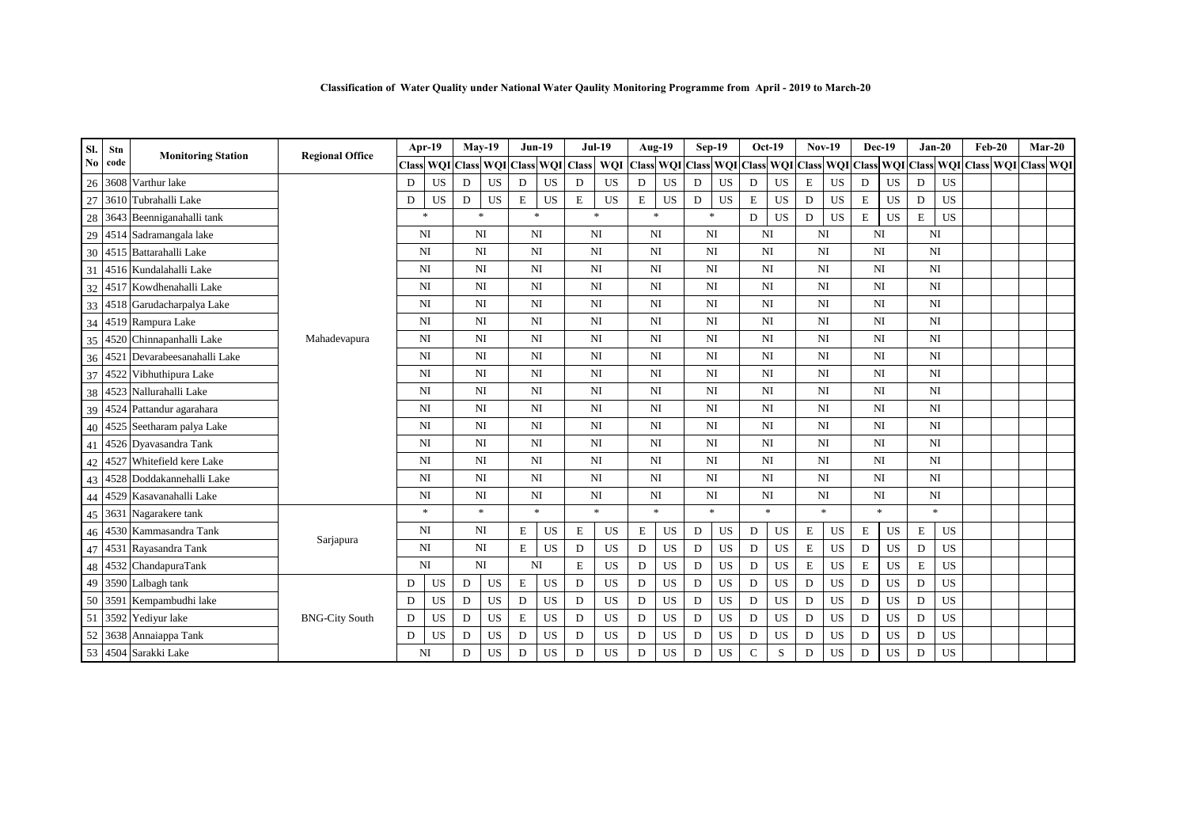**Classification of Water Quality under National Water Qaulity Monitoring Programme from April - 2019 to March-20**

| Sl. No | Stn code | Monitoring Station | Regional Office | Apr-19 | | May-19 | | Jun-19 | | Jul-19 | | Aug-19 | | Sep-19 | | Oct-19 | | Nov-19 | | Dec-19 | | Jan-20 | | Feb-20 | | Mar-20 | |
|---|---|---|---|---|---|---|---|---|---|---|---|---|---|---|---|---|---|---|---|---|---|---|---|---|---|---|---|
| | | | | Class | WQI | Class | WQI | Class | WQI | Class | WQI | Class | WQI | Class | WQI | Class | WQI | Class | WQI | Class | WQI | Class | WQI | Class | WQI | Class | WQI |
| 26 | 3608 | Varthur lake | Mahadevapura | D | US | D | US | D | US | D | US | D | US | D | US | D | US | E | US | D | US | D | US | | | | |
| 27 | 3610 | Tubrahalli Lake | | D | US | D | US | E | US | E | US | E | US | D | US | E | US | D | US | E | US | D | US | | | | |
| 28 | 3643 | Beenniganahalli tank | | * | | * | | * | | * | | * | | * | | D | US | D | US | E | US | E | US | | | | |
| 29 | 4514 | Sadramangala lake | | NI | | NI | | NI | | NI | | NI | | NI | | NI | | NI | | NI | | NI | | | | | |
| 30 | 4515 | Battarahalli Lake | | NI | | NI | | NI | | NI | | NI | | NI | | NI | | NI | | NI | | NI | | | | | |
| 31 | 4516 | Kundalahalli Lake | | NI | | NI | | NI | | NI | | NI | | NI | | NI | | NI | | NI | | NI | | | | | |
| 32 | 4517 | Kowdhenahalli Lake | | NI | | NI | | NI | | NI | | NI | | NI | | NI | | NI | | NI | | NI | | | | | |
| 33 | 4518 | Garudacharpalya Lake | | NI | | NI | | NI | | NI | | NI | | NI | | NI | | NI | | NI | | NI | | | | | |
| 34 | 4519 | Rampura Lake | | NI | | NI | | NI | | NI | | NI | | NI | | NI | | NI | | NI | | NI | | | | | |
| 35 | 4520 | Chinnapanhalli Lake | | NI | | NI | | NI | | NI | | NI | | NI | | NI | | NI | | NI | | NI | | | | | |
| 36 | 4521 | Devarabeesanahalli Lake | | NI | | NI | | NI | | NI | | NI | | NI | | NI | | NI | | NI | | NI | | | | | |
| 37 | 4522 | Vibhuthipura Lake | | NI | | NI | | NI | | NI | | NI | | NI | | NI | | NI | | NI | | NI | | | | | |
| 38 | 4523 | Nallurahalli Lake | | NI | | NI | | NI | | NI | | NI | | NI | | NI | | NI | | NI | | NI | | | | | |
| 39 | 4524 | Pattandur agarahara | | NI | | NI | | NI | | NI | | NI | | NI | | NI | | NI | | NI | | NI | | | | | |
| 40 | 4525 | Seetharam palya Lake | | NI | | NI | | NI | | NI | | NI | | NI | | NI | | NI | | NI | | NI | | | | | |
| 41 | 4526 | Dyavasandra Tank | | NI | | NI | | NI | | NI | | NI | | NI | | NI | | NI | | NI | | NI | | | | | |
| 42 | 4527 | Whitefield kere Lake | | NI | | NI | | NI | | NI | | NI | | NI | | NI | | NI | | NI | | NI | | | | | |
| 43 | 4528 | Doddakannehalli Lake | | NI | | NI | | NI | | NI | | NI | | NI | | NI | | NI | | NI | | NI | | | | | |
| 44 | 4529 | Kasavanahalli Lake | | NI | | NI | | NI | | NI | | NI | | NI | | NI | | NI | | NI | | NI | | | | | |
| 45 | 3631 | Nagarakere tank | Sarjapura | * | | * | | * | | * | | * | | * | | * | | * | | * | | * | | | | | |
| 46 | 4530 | Kammasandra Tank | | NI | | NI | | E | US | E | US | E | US | D | US | D | US | E | US | E | US | E | US | | | | |
| 47 | 4531 | Rayasandra Tank | | NI | | NI | | E | US | D | US | D | US | D | US | D | US | E | US | D | US | D | US | | | | |
| 48 | 4532 | ChandapuraTank | | NI | | NI | | NI | | E | US | D | US | D | US | D | US | E | US | E | US | E | US | | | | |
| 49 | 3590 | Lalbagh tank | BNG-City South | D | US | D | US | E | US | D | US | D | US | D | US | D | US | D | US | D | US | D | US | | | | |
| 50 | 3591 | Kempambudhi lake | | D | US | D | US | D | US | D | US | D | US | D | US | D | US | D | US | D | US | D | US | | | | |
| 51 | 3592 | Yediyur lake | | D | US | D | US | E | US | D | US | D | US | D | US | D | US | D | US | D | US | D | US | | | | |
| 52 | 3638 | Annaiappa Tank | | D | US | D | US | D | US | D | US | D | US | D | US | D | US | D | US | D | US | D | US | | | | |
| 53 | 4504 | Sarakki Lake | | NI | | D | US | D | US | D | US | D | US | D | US | C | S | D | US | D | US | D | US | | | | |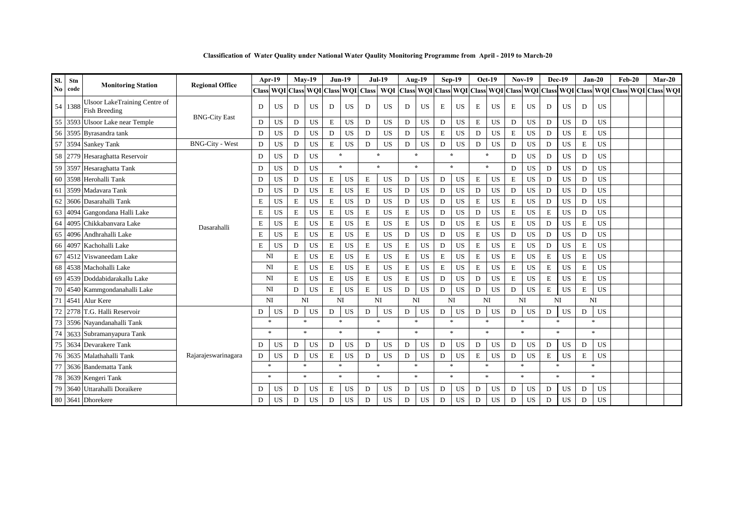**Classification of Water Quality under National Water Qaulity Monitoring Programme from April - 2019 to March-20**

| Sl. No | Stn code | Monitoring Station | Regional Office | Apr-19 | | May-19 | | Jun-19 | | Jul-19 | | Aug-19 | | Sep-19 | | Oct-19 | | Nov-19 | | Dec-19 | | Jan-20 | | Feb-20 | | Mar-20 | |
|---|---|---|---|---|---|---|---|---|---|---|---|---|---|---|---|---|---|---|---|---|---|---|---|---|---|---|---|
| | | | | Class | WQI | Class | WQI | Class | WQI | Class | WQI | Class | WQI | Class | WQI | Class | WQI | Class | WQI | Class | WQI | Class | WQI | Class | WQI | Class | WQI |
| 54 | 1388 | Ulsoor LakeTraining Centre of Fish Breeding | BNG-City East | D | US | D | US | D | US | D | US | D | US | E | US | E | US | E | US | D | US | D | US | | | | |
| 55 | 3593 | Ulsoor Lake near Temple | | D | US | D | US | E | US | D | US | D | US | D | US | E | US | D | US | D | US | D | US | | | | |
| 56 | 3595 | Byrasandra tank | | D | US | D | US | D | US | D | US | D | US | E | US | D | US | E | US | D | US | E | US | | | | |
| 57 | 3594 | Sankey Tank | BNG-City - West | D | US | D | US | E | US | D | US | D | US | D | US | D | US | D | US | D | US | E | US | | | | |
| 58 | 2779 | Hesaraghatta Reservoir | Dasarahalli | D | US | D | US | * | | * | | * | | * | | * | | D | US | D | US | D | US | | | | |
| 59 | 3597 | Hesaraghatta Tank | | D | US | D | US | * | | * | | * | | * | | * | | D | US | D | US | D | US | | | | |
| 60 | 3598 | Herohalli Tank | | D | US | D | US | E | US | E | US | D | US | D | US | E | US | E | US | D | US | D | US | | | | |
| 61 | 3599 | Madavara Tank | | D | US | D | US | E | US | E | US | D | US | D | US | D | US | D | US | D | US | D | US | | | | |
| 62 | 3606 | Dasarahalli Tank | | E | US | E | US | E | US | D | US | D | US | D | US | E | US | E | US | D | US | D | US | | | | |
| 63 | 4094 | Gangondana Halli Lake | | E | US | E | US | E | US | E | US | E | US | D | US | D | US | E | US | E | US | D | US | | | | |
| 64 | 4095 | Chikkabanvara Lake | | E | US | E | US | E | US | E | US | E | US | D | US | E | US | E | US | D | US | E | US | | | | |
| 65 | 4096 | Andhrahalli Lake | | E | US | E | US | E | US | E | US | D | US | D | US | E | US | D | US | D | US | D | US | | | | |
| 66 | 4097 | Kachohalli Lake | | E | US | D | US | E | US | E | US | E | US | D | US | E | US | E | US | D | US | E | US | | | | |
| 67 | 4512 | Viswaneedam Lake | | NI | | E | US | E | US | E | US | E | US | E | US | E | US | E | US | E | US | E | US | | | | |
| 68 | 4538 | Machohalli Lake | | NI | | E | US | E | US | E | US | E | US | E | US | E | US | E | US | E | US | E | US | | | | |
| 69 | 4539 | Doddabidarakallu Lake | | NI | | E | US | E | US | E | US | E | US | D | US | D | US | E | US | E | US | E | US | | | | |
| 70 | 4540 | Kammgondanahalli Lake | | NI | | D | US | E | US | E | US | D | US | D | US | D | US | D | US | E | US | E | US | | | | |
| 71 | 4541 | Alur Kere | | NI | | NI | | NI | | NI | | NI | | NI | | NI | | NI | | NI | | NI | | | | | |
| 72 | 2778 | T.G. Halli Reservoir | Rajarajeswarinagara | D | US | D | US | D | US | D | US | D | US | D | US | D | US | D | US | D | US | D | US | | | | |
| 73 | 3596 | Nayandanahalli Tank | | * | | * | | * | | * | | * | | * | | * | | * | | * | | * | | | | | |
| 74 | 3633 | Subramanyapura Tank | | * | | * | | * | | * | | * | | * | | * | | * | | * | | * | | | | | |
| 75 | 3634 | Devarakere Tank | | D | US | D | US | D | US | D | US | D | US | D | US | D | US | D | US | D | US | D | US | | | | |
| 76 | 3635 | Malathahalli Tank | | D | US | D | US | E | US | D | US | D | US | D | US | E | US | D | US | E | US | E | US | | | | |
| 77 | 3636 | Bandematta Tank | | * | | * | | * | | * | | * | | * | | * | | * | | * | | * | | | | | |
| 78 | 3639 | Kengeri Tank | | * | | * | | * | | * | | * | | * | | * | | * | | * | | * | | | | | |
| 79 | 3640 | Uttarahalli Doraikere | | D | US | D | US | E | US | D | US | D | US | D | US | D | US | D | US | D | US | D | US | | | | |
| 80 | 3641 | Dhorekere | | D | US | D | US | D | US | D | US | D | US | D | US | D | US | D | US | D | US | D | US | | | | |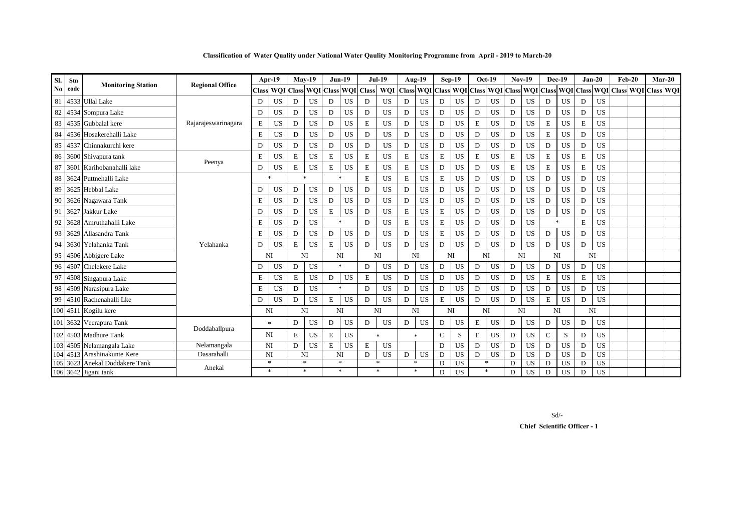**Classification of Water Quality under National Water Qaulity Monitoring Programme from April - 2019 to March-20**

| Sl. No | Stn code | Monitoring Station | Regional Office | Apr-19 | | May-19 | | Jun-19 | | Jul-19 | | Aug-19 | | Sep-19 | | Oct-19 | | Nov-19 | | Dec-19 | | Jan-20 | | Feb-20 | | Mar-20 | |
|---|---|---|---|---|---|---|---|---|---|---|---|---|---|---|---|---|---|---|---|---|---|---|---|---|---|---|---|
| | | | | Class | WQI | Class | WQI | Class | WQI | Class | WQI | Class | WQI | Class | WQI | Class | WQI | Class | WQI | Class | WQI | Class | WQI | Class | WQI | Class | WQI |
| 81 | 4533 | Ullal Lake | Rajarajeswarinagara | D | US | D | US | D | US | D | US | D | US | D | US | D | US | D | US | D | US | D | US | | | | |
| 82 | 4534 | Sompura Lake | | D | US | D | US | D | US | D | US | D | US | D | US | D | US | D | US | D | US | D | US | | | | |
| 83 | 4535 | Gubbalal kere | | E | US | D | US | D | US | E | US | D | US | D | US | E | US | D | US | E | US | E | US | | | | |
| 84 | 4536 | Hosakerehalli Lake | | E | US | D | US | D | US | D | US | D | US | D | US | D | US | D | US | E | US | D | US | | | | |
| 85 | 4537 | Chinnakurchi kere | | D | US | D | US | D | US | D | US | D | US | D | US | D | US | D | US | D | US | D | US | | | | |
| 86 | 3600 | Shivapura tank | Peenya | E | US | E | US | E | US | E | US | E | US | E | US | E | US | E | US | E | US | E | US | | | | |
| 87 | 3601 | Karihobanahalli lake | | D | US | E | US | E | US | E | US | E | US | D | US | D | US | E | US | E | US | E | US | | | | |
| 88 | 3624 | Puttnehalli Lake | Yelahanka | * | | * | | * | | E | US | E | US | E | US | D | US | D | US | D | US | D | US | | | | |
| 89 | 3625 | Hebbal Lake | | D | US | D | US | D | US | D | US | D | US | D | US | D | US | D | US | D | US | D | US | | | | |
| 90 | 3626 | Nagawara Tank | | E | US | D | US | D | US | D | US | D | US | D | US | D | US | D | US | D | US | D | US | | | | |
| 91 | 3627 | Jakkur Lake | | D | US | D | US | E | US | D | US | E | US | E | US | D | US | D | US | D | US | D | US | | | | |
| 92 | 3628 | Amruthahalli Lake | | E | US | D | US | * | | D | US | E | US | E | US | D | US | D | US | * | | E | US | | | | |
| 93 | 3629 | Allasandra Tank | | E | US | D | US | D | US | D | US | D | US | E | US | D | US | D | US | D | US | D | US | | | | |
| 94 | 3630 | Yelahanka Tank | | D | US | E | US | E | US | D | US | D | US | D | US | D | US | D | US | D | US | D | US | | | | |
| 95 | 4506 | Abbigere Lake | | NI | | NI | | NI | | NI | | NI | | NI | | NI | | NI | | NI | | NI | | | | | |
| 96 | 4507 | Chelekere Lake | | D | US | D | US | * | | D | US | D | US | D | US | D | US | D | US | D | US | D | US | | | | |
| 97 | 4508 | Singapura Lake | | E | US | E | US | D | US | E | US | D | US | D | US | D | US | D | US | E | US | E | US | | | | |
| 98 | 4509 | Narasipura Lake | | E | US | D | US | * | | D | US | D | US | D | US | D | US | D | US | D | US | D | US | | | | |
| 99 | 4510 | Rachenahalli Lke | | D | US | D | US | E | US | D | US | D | US | E | US | D | US | D | US | E | US | D | US | | | | |
| 100 | 4511 | Kogilu kere | | NI | | NI | | NI | | NI | | NI | | NI | | NI | | NI | | NI | | NI | | | | | |
| 101 | 3632 | Veerapura Tank | Doddaballpura | * | | D | US | D | US | D | US | D | US | D | US | E | US | D | US | D | US | D | US | | | | |
| 102 | 4503 | Madhure Tank | | NI | | E | US | E | US | * | | * | | C | S | E | US | D | US | C | S | D | US | | | | |
| 103 | 4505 | Nelamangala Lake | Nelamangala | NI | | D | US | E | US | E | US | | | D | US | D | US | D | US | D | US | D | US | | | | |
| 104 | 4513 | Arashinakunte Kere | Dasarahalli | NI | | NI | | NI | | D | US | D | US | D | US | D | US | D | US | D | US | D | US | | | | |
| 105 | 3623 | Anekal Doddakere Tank | Anekal | * | | * | | * | | * | | * | | D | US | * | | D | US | D | US | D | US | | | | |
| 106 | 3642 | Jigani tank | | * | | * | | * | | * | | * | | D | US | * | | D | US | D | US | D | US | | | | |

Sd/-

**Chief Scientific Officer - 1**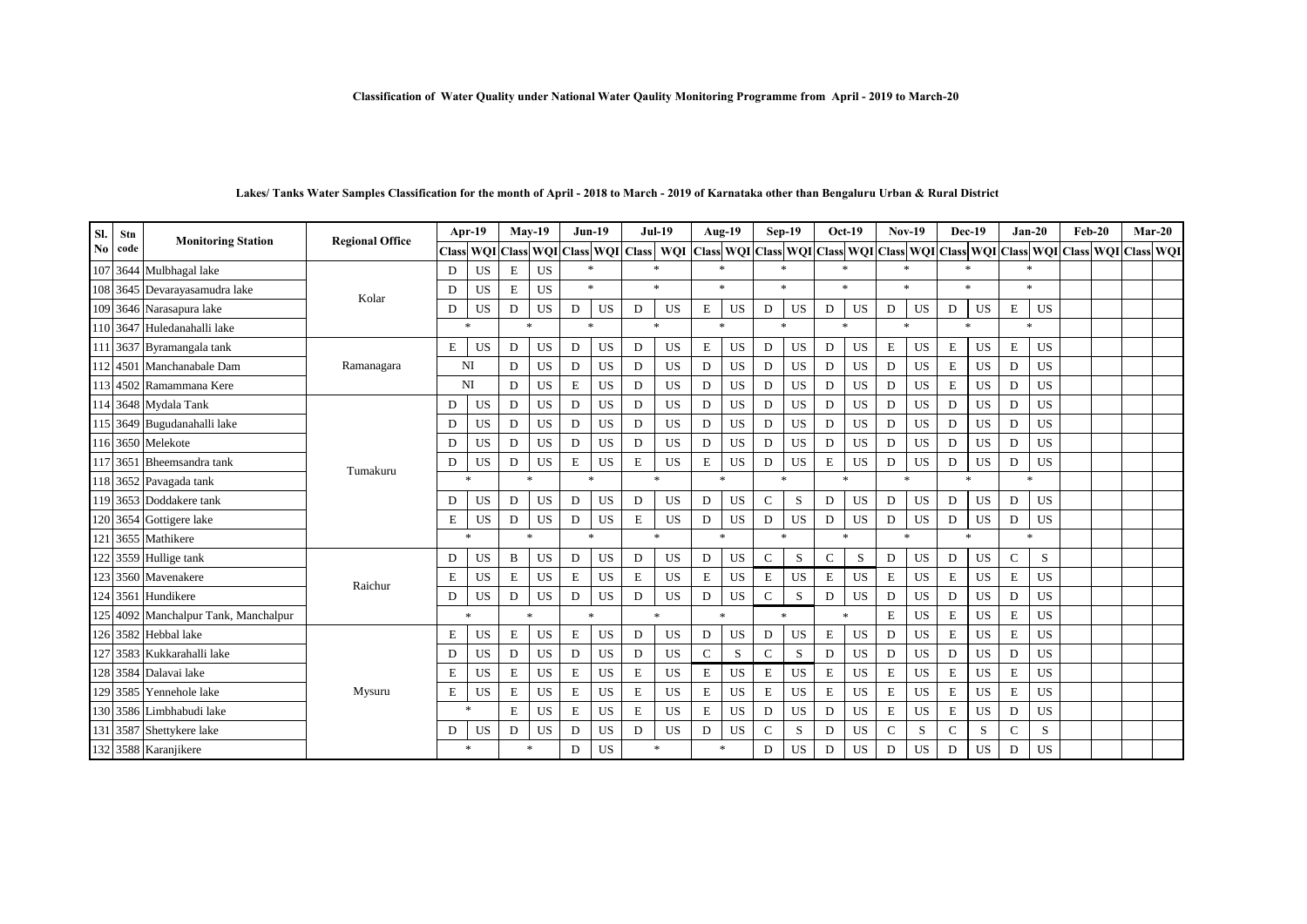**Classification of Water Quality under National Water Qaulity Monitoring Programme from April - 2019 to March-20**

**Lakes/ Tanks Water Samples Classification for the month of April - 2018 to March - 2019 of Karnataka other than Bengaluru Urban & Rural District**

| Sl. No | Stn code | Monitoring Station | Regional Office | Apr-19 | | May-19 | | Jun-19 | | Jul-19 | | Aug-19 | | Sep-19 | | Oct-19 | | Nov-19 | | Dec-19 | | Jan-20 | | Feb-20 | | Mar-20 | |
|---|---|---|---|---|---|---|---|---|---|---|---|---|---|---|---|---|---|---|---|---|---|---|---|---|---|---|---|
| | | | | Class | WQI | Class | WQI | Class | WQI | Class | WQI | Class | WQI | Class | WQI | Class | WQI | Class | WQI | Class | WQI | Class | WQI | Class | WQI | Class | WQI |
| 107 | 3644 | Mulbhagal lake | Kolar | D | US | E | US | * | | * | | * | | * | | * | | * | | * | | * | | | | | |
| 108 | 3645 | Devarayasamudra lake | | D | US | E | US | * | | * | | * | | * | | * | | * | | * | | * | | | | | |
| 109 | 3646 | Narasapura lake | | D | US | D | US | D | US | D | US | E | US | D | US | D | US | D | US | D | US | E | US | | | | |
| 110 | 3647 | Huledanahalli lake | | * | | * | | * | | * | | * | | * | | * | | * | | * | | * | | | | | |
| 111 | 3637 | Byramangala tank | Ramanagara | E | US | D | US | D | US | D | US | E | US | D | US | D | US | E | US | E | US | E | US | | | | |
| 112 | 4501 | Manchanabale Dam | | NI | | D | US | D | US | D | US | D | US | D | US | D | US | D | US | E | US | D | US | | | | |
| 113 | 4502 | Ramammana Kere | | NI | | D | US | E | US | D | US | D | US | D | US | D | US | D | US | E | US | D | US | | | | |
| 114 | 3648 | Mydala Tank | Tumakuru | D | US | D | US | D | US | D | US | D | US | D | US | D | US | D | US | D | US | D | US | | | | |
| 115 | 3649 | Bugudanahalli lake | | D | US | D | US | D | US | D | US | D | US | D | US | D | US | D | US | D | US | D | US | | | | |
| 116 | 3650 | Melekote | | D | US | D | US | D | US | D | US | D | US | D | US | D | US | D | US | D | US | D | US | | | | |
| 117 | 3651 | Bheemsandra tank | | D | US | D | US | E | US | E | US | E | US | D | US | E | US | D | US | D | US | D | US | | | | |
| 118 | 3652 | Pavagada tank | | * | | * | | * | | * | | * | | * | | * | | * | | * | | * | | | | | |
| 119 | 3653 | Doddakere tank | | D | US | D | US | D | US | D | US | D | US | C | S | D | US | D | US | D | US | D | US | | | | |
| 120 | 3654 | Gottigere lake | | E | US | D | US | D | US | E | US | D | US | D | US | D | US | D | US | D | US | D | US | | | | |
| 121 | 3655 | Mathikere | | * | | * | | * | | * | | * | | * | | * | | * | | * | | * | | | | | |
| 122 | 3559 | Hullige tank | Raichur | D | US | B | US | D | US | D | US | D | US | C | S | C | S | D | US | D | US | C | S | | | | |
| 123 | 3560 | Mavenakere | | E | US | E | US | E | US | E | US | E | US | E | US | E | US | E | US | E | US | E | US | | | | |
| 124 | 3561 | Hundikere | | D | US | D | US | D | US | D | US | D | US | C | S | D | US | D | US | D | US | D | US | | | | |
| 125 | 4092 | Manchalpur Tank, Manchalpur | | * | | * | | * | | * | | * | | * | | * | | E | US | E | US | E | US | | | | |
| 126 | 3582 | Hebbal lake | Mysuru | E | US | E | US | E | US | D | US | D | US | D | US | E | US | D | US | E | US | E | US | | | | |
| 127 | 3583 | Kukkarahalli lake | | D | US | D | US | D | US | D | US | C | S | C | S | D | US | D | US | D | US | D | US | | | | |
| 128 | 3584 | Dalavai lake | | E | US | E | US | E | US | E | US | E | US | E | US | E | US | E | US | E | US | E | US | | | | |
| 129 | 3585 | Yennehole lake | | E | US | E | US | E | US | E | US | E | US | E | US | E | US | E | US | E | US | E | US | | | | |
| 130 | 3586 | Limbhabudi lake | | * | | E | US | E | US | E | US | E | US | D | US | D | US | E | US | E | US | D | US | | | | |
| 131 | 3587 | Shettykere lake | | D | US | D | US | D | US | D | US | D | US | C | S | D | US | C | S | C | S | C | S | | | | |
| 132 | 3588 | Karanjikere | | * | | * | | D | US | * | | * | | D | US | D | US | D | US | D | US | D | US | | | | |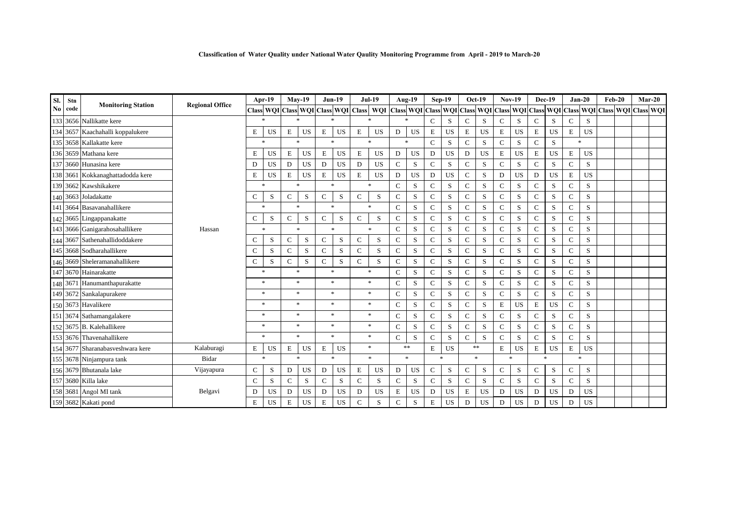**Classification of Water Quality under National Water Qaulity Monitoring Programme from April - 2019 to March-20**

| Sl. No | Stn code | Monitoring Station | Regional Office | Apr-19 | | May-19 | | Jun-19 | | Jul-19 | | Aug-19 | | Sep-19 | | Oct-19 | | Nov-19 | | Dec-19 | | Jan-20 | | Feb-20 | | Mar-20 | |
|---|---|---|---|---|---|---|---|---|---|---|---|---|---|---|---|---|---|---|---|---|---|---|---|---|---|---|---|
| | | | | Class | WQI | Class | WQI | Class | WQI | Class | WQI | Class | WQI | Class | WQI | Class | WQI | Class | WQI | Class | WQI | Class | WQI | Class | WQI | Class | WQI |
| 133 | 3656 | Nallikatte kere | Hassan | * | | * | | * | | * | | * | | C | S | C | S | C | S | C | S | C | S | | | | |
| 134 | 3657 | Kaachahalli koppalukere | Hassan | E | US | E | US | E | US | E | US | D | US | E | US | E | US | E | US | E | US | E | US | | | | |
| 135 | 3658 | Kallakatte kere | Hassan | * | | * | | * | | * | | * | | C | S | C | S | C | S | C | S | * | | | | | |
| 136 | 3659 | Mathana kere | Hassan | E | US | E | US | E | US | E | US | D | US | D | US | D | US | E | US | E | US | E | US | | | | |
| 137 | 3660 | Hunasina kere | Hassan | D | US | D | US | D | US | D | US | C | S | C | S | C | S | C | S | C | S | C | S | | | | |
| 138 | 3661 | Kokkanaghattadodda kere | Hassan | E | US | E | US | E | US | E | US | D | US | D | US | C | S | D | US | D | US | E | US | | | | |
| 139 | 3662 | Kawshikakere | Hassan | * | | * | | * | | * | | C | S | C | S | C | S | C | S | C | S | C | S | | | | |
| 140 | 3663 | Joladakatte | Hassan | C | S | C | S | C | S | C | S | C | S | C | S | C | S | C | S | C | S | C | S | | | | |
| 141 | 3664 | Basavanahallikere | Hassan | * | | * | | * | | * | | C | S | C | S | C | S | C | S | C | S | C | S | | | | |
| 142 | 3665 | Lingappanakatte | Hassan | C | S | C | S | C | S | C | S | C | S | C | S | C | S | C | S | C | S | C | S | | | | |
| 143 | 3666 | Ganigarahosahallikere | Hassan | * | | * | | * | | * | | C | S | C | S | C | S | C | S | C | S | C | S | | | | |
| 144 | 3667 | Sathenahallidoddakere | Hassan | C | S | C | S | C | S | C | S | C | S | C | S | C | S | C | S | C | S | C | S | | | | |
| 145 | 3668 | Sodharahallikere | Hassan | C | S | C | S | C | S | C | S | C | S | C | S | C | S | C | S | C | S | C | S | | | | |
| 146 | 3669 | Sheleramanahallikere | Hassan | C | S | C | S | C | S | C | S | C | S | C | S | C | S | C | S | C | S | C | S | | | | |
| 147 | 3670 | Hainarakatte | Hassan | * | | * | | * | | * | | C | S | C | S | C | S | C | S | C | S | C | S | | | | |
| 148 | 3671 | Hanumanthapurakatte | Hassan | * | | * | | * | | * | | C | S | C | S | C | S | C | S | C | S | C | S | | | | |
| 149 | 3672 | Sankalapurakere | Hassan | * | | * | | * | | * | | C | S | C | S | C | S | C | S | C | S | C | S | | | | |
| 150 | 3673 | Havalikere | Hassan | * | | * | | * | | * | | C | S | C | S | C | S | E | US | E | US | C | S | | | | |
| 151 | 3674 | Sathamangalakere | Hassan | * | | * | | * | | * | | C | S | C | S | C | S | C | S | C | S | C | S | | | | |
| 152 | 3675 | B. Kalehallikere | Hassan | * | | * | | * | | * | | C | S | C | S | C | S | C | S | C | S | C | S | | | | |
| 153 | 3676 | Thavenahallikere | Hassan | * | | * | | * | | * | | C | S | C | S | C | S | C | S | C | S | C | S | | | | |
| 154 | 3677 | Sharanabasveshwara kere | Kalaburagi | E | US | E | US | E | US | * | | ** | | E | US | ** | | E | US | E | US | E | US | | | | |
| 155 | 3678 | Ninjampura tank | Bidar | * | | * | | * | | * | | * | | * | | * | | * | | * | | * | | | | | |
| 156 | 3679 | Bhutanala lake | Vijayapura | C | S | D | US | D | US | E | US | D | US | C | S | C | S | C | S | C | S | C | S | | | | |
| 157 | 3680 | Killa lake | Belgavi | C | S | C | S | C | S | C | S | C | S | C | S | C | S | C | S | C | S | C | S | | | | |
| 158 | 3681 | Angol MI tank | Belgavi | D | US | D | US | D | US | D | US | E | US | D | US | E | US | D | US | D | US | D | US | | | | |
| 159 | 3682 | Kakati pond | Belgavi | E | US | E | US | E | US | C | S | C | S | E | US | D | US | D | US | D | US | D | US | | | | |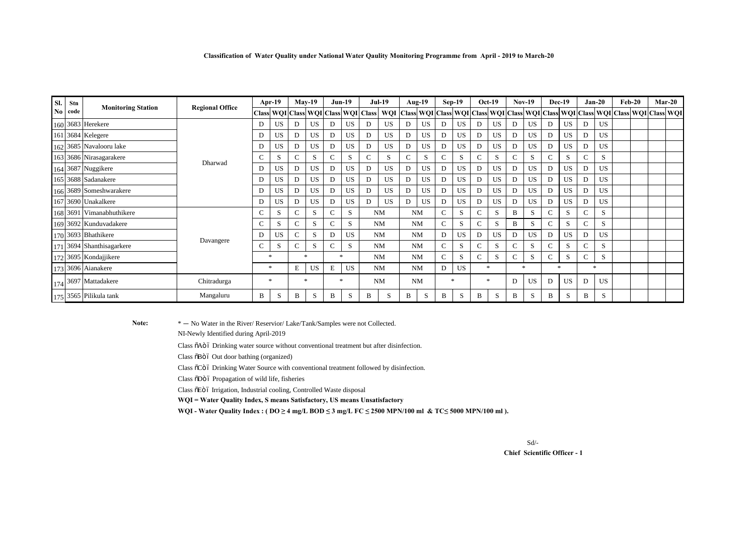**Classification of Water Quality under National Water Qaulity Monitoring Programme from April - 2019 to March-20**

| Sl. No | Stn code | Monitoring Station | Regional Office | Apr-19 | | May-19 | | Jun-19 | | Jul-19 | | Aug-19 | | Sep-19 | | Oct-19 | | Nov-19 | | Dec-19 | | Jan-20 | | Feb-20 | | Mar-20 | |
|---|---|---|---|---|---|---|---|---|---|---|---|---|---|---|---|---|---|---|---|---|---|---|---|---|---|---|---|
| | | | | Class | WQI | Class | WQI | Class | WQI | Class | WQI | Class | WQI | Class | WQI | Class | WQI | Class | WQI | Class | WQI | Class | WQI | Class | WQI | Class | WQI |
| 160 | 3683 | Herekere | Dharwad | D | US | D | US | D | US | D | US | D | US | D | US | D | US | D | US | D | US | D | US | | | | |
| 161 | 3684 | Kelegere | | D | US | D | US | D | US | D | US | D | US | D | US | D | US | D | US | D | US | D | US | | | | |
| 162 | 3685 | Navalooru lake | | D | US | D | US | D | US | D | US | D | US | D | US | D | US | D | US | D | US | D | US | | | | |
| 163 | 3686 | Nirasagarakere | | C | S | C | S | C | S | C | S | C | S | C | S | C | S | C | S | C | S | C | S | | | | |
| 164 | 3687 | Nuggikere | | D | US | D | US | D | US | D | US | D | US | D | US | D | US | D | US | D | US | D | US | | | | |
| 165 | 3688 | Sadanakere | | D | US | D | US | D | US | D | US | D | US | D | US | D | US | D | US | D | US | D | US | | | | |
| 166 | 3689 | Someshwarakere | | D | US | D | US | D | US | D | US | D | US | D | US | D | US | D | US | D | US | D | US | | | | |
| 167 | 3690 | Unakalkere | | D | US | D | US | D | US | D | US | D | US | D | US | D | US | D | US | D | US | D | US | | | | |
| 168 | 3691 | Vimanabhuthikere | Davangere | C | S | C | S | C | S | NM | | NM | | C | S | C | S | B | S | C | S | C | S | | | | |
| 169 | 3692 | Kunduvadakere | | C | S | C | S | C | S | NM | | NM | | C | S | C | S | B | S | C | S | C | S | | | | |
| 170 | 3693 | Bhathikere | | D | US | C | S | D | US | NM | | NM | | D | US | D | US | D | US | D | US | D | US | | | | |
| 171 | 3694 | Shanthisagarkere | | C | S | C | S | C | S | NM | | NM | | C | S | C | S | C | S | C | S | C | S | | | | |
| 172 | 3695 | Kondajjikere | | * | | * | | * | | NM | | NM | | C | S | C | S | C | S | C | S | C | S | | | | |
| 173 | 3696 | Aianakere | | * | | E | US | E | US | NM | | NM | | D | US | * | | * | | * | | * | | | | | |
| 174 | 3697 | Mattadakere | Chitradurga | * | | * | | * | | NM | | NM | | * | | * | | D | US | D | US | D | US | | | | |
| 175 | 3565 | Pilikula tank | Mangaluru | B | S | B | S | B | S | B | S | B | S | B | S | B | S | B | S | B | S | B | S | | | | |

**Note:** * – No Water in the River/ Reservior/ Lake/Tank/Samples were not Collected.

NI-Newly Identified during April-2019

Class "A" Drinking water source without conventional treatment but after disinfection.

Class "B" Out door bathing (organized)

Class "C" Drinking Water Source with conventional treatment followed by disinfection.

Class "D" Propagation of wild life, fisheries

Class "E" Irrigation, Industrial cooling, Controlled Waste disposal

**WQI = Water Quality Index, S means Satisfactory, US means Unsatisfactory**

**WQI - Water Quality Index : ( DO ≥ 4 mg/L BOD ≤ 3 mg/L FC ≤ 2500 MPN/100 ml & TC≤ 5000 MPN/100 ml ).**

Sd/-

**Chief Scientific Officer - 1**